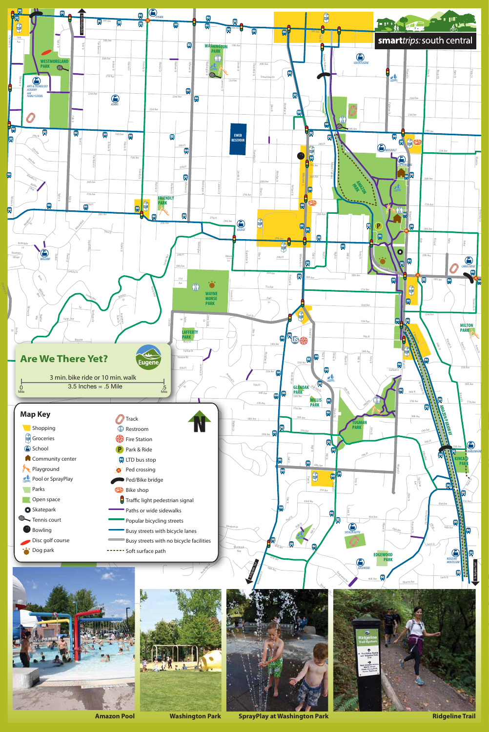# smarttrips: south central

## Are We There Yet?

3 min. bike ride or 10 min. walk

3.5 Inches = .5 Mile

0 Mile — .5 Mile

## Map Key

- Shopping
- Groceries
- School
- Community center
- Playground
- Pool or SprayPlay
- Parks
- Open space
- Skatepark
- Tennis court
- Bowling
- Disc golf course
- Dog park
- Track
- Restroom
- Fire Station
- Park & Ride
- LTD bus stop
- Ped crossing
- Ped/Bike bridge
- Bike shop
- Traffic light pedestrian signal
- Paths or wide sidewalks
- Popular bicycling streets
- Busy streets with bicycle lanes
- Busy streets with no bicycle facilities
- Soft surface path

Amazon Pool

Washington Park

SprayPlay at Washington Park

Ridgeline Trail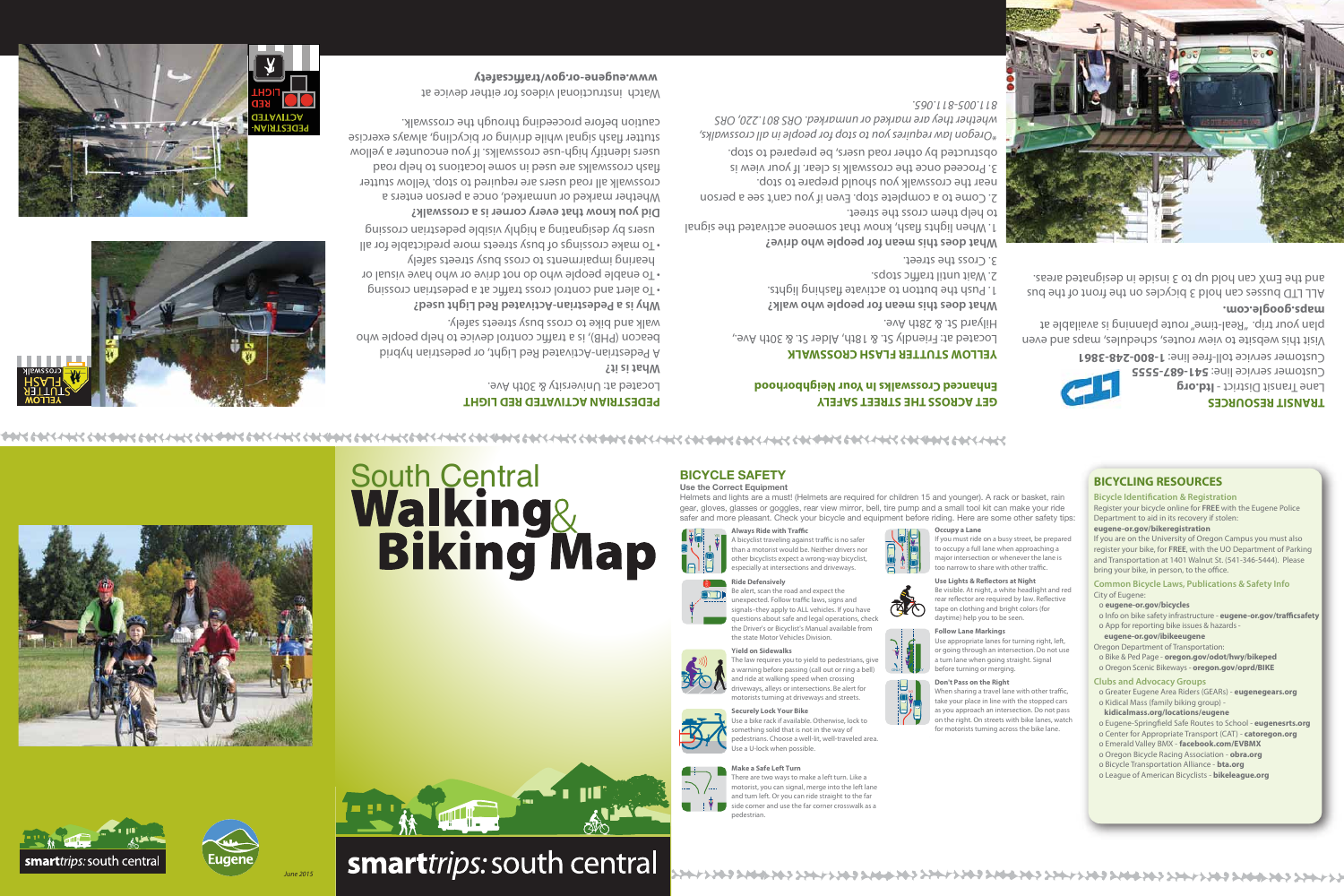# TRANSIT RESOURCES

Lane Transit District - **ltd.org**
Customer service line: **541-687-5555**
Customer service toll-free line: **1-800-248-3861**

Visit this website to view routes, schedules, maps and even plan your trip. "Real-time" route planning is available at **maps.google.com**.

ALL LTD busses can hold 3 bicycles on the front of the bus and the EmX can hold up to 3 inside in designated areas.

# GET ACROSS THE STREET SAFELY

## Enhanced Crosswalks in Your Neighborhood

### YELLOW STUTTER FLASH CROSSWALK

Located at: Friendly St. & 18th, Alder St. & 30th Ave., Hilyard St. & 28th Ave.

**What does this mean for people who walk?**

1. Push the button to activate flashing lights.
2. Wait until traffic stops.
3. Cross the street.

**What does this mean for people who drive?**

1. When lights flash, you know that someone activated the signal to help them cross the street.
2. Come to a complete stop. Even if you can't see a person near the crosswalk you should prepare to stop.
3. Proceed once the crosswalk is clear. If your view is obstructed by other road users, be prepared to stop.

*\*Oregon law requires you to stop for people in all crosswalks, whether they are marked or unmarked. ORS 801.220, ORS 811.005-811.065.*

### PEDESTRIAN ACTIVATED RED LIGHT

Located at: University & 30th Ave.

**What is it?**

A Pedestrian-Activated Red Light, or pedestrian hybrid beacon (PHB), is a traffic control device to help people who walk and bike to cross busy streets safely.

**Why is a Pedestrian-Activated Red Light used?**

- To alert and control cross traffic at a pedestrian crossing
- To enable people who do not drive or who have visual or hearing impairments to cross busy streets safely
- To make crossings of busy streets more predictable for all users by designating a highly visible pedestrian crossing

**Did you know that every corner is a crosswalk?**

Whether marked or unmarked, once a person enters a crosswalk all road users are required to stop. Yellow stutter flash crosswalks are used in some locations to help road users identify high-use crosswalks. If you encounter a yellow stutter flash signal while driving or bicycling, always exercise caution before proceeding through the crosswalk.

Watch instructional videos for either device at **www.eugene-or.gov/trafficsafety**

YELLOW STUTTER FLASH crosswalk

PEDESTRIAN-ACTIVATED RED LIGHT

# BICYCLING RESOURCES

## Bicycle Identification & Registration

Register your bicycle online for **FREE** with the Eugene Police Department to aid in its recovery if stolen:
**eugene-or.gov/bikeregistration**

If you are on the University of Oregon Campus you must also register your bike, for **FREE**, with the UO Department of Parking and Transportation at 1401 Walnut St. (541-346-5444). Please bring your bike, in person, to the office.

## Common Bicycle Laws, Publications & Safety Info

City of Eugene:
- **eugene-or.gov/bicycles**
- Info on bike safety infrastructure - **eugene-or.gov/trafficsafety**
- App for reporting bike issues & hazards - **eugene-or.gov/ibikeeugene**

Oregon Department of Transportation:
- Bike & Ped Page - **oregon.gov/odot/hwy/bikeped**
- Oregon Scenic Bikeways - **oregon.gov/oprd/BIKE**

## Clubs and Advocacy Groups

- Greater Eugene Area Riders (GEARs) - **eugenegears.org**
- Kidical Mass (family biking group) - **kidicalmass.org/locations/eugene**
- Eugene-Springfield Safe Routes to School - **eugenesrts.org**
- Center for Appropriate Transport (CAT) - **catoregon.org**
- Emerald Valley BMX - **facebook.com/EVBMX**
- Oregon Bicycle Racing Association - **obra.org**
- Bicycle Transportation Alliance - **bta.org**
- League of American Bicyclists - **bikeleague.org**

# BICYCLE SAFETY

## Use the Correct Equipment

Helmets and lights are a must! (Helmets are required for children 15 and younger). A rack or basket, rain gear, gloves, glasses or goggles, rear view mirror, bell, tire pump and a small tool kit can make your ride safer and more pleasant. Check your bicycle and equipment before riding. Here are some other safety tips:

**Always Ride with Traffic**
A bicyclist traveling against traffic is no safer than a motorist would be. Neither drivers nor other bicyclists expect a wrong-way bicyclist, especially at intersections and driveways.

**Ride Defensively**
Be alert, scan the road and expect the unexpected. Follow traffic laws, signs and signals–they apply to ALL vehicles. If you have questions about safe and legal operations, check the Driver's or Bicyclist's Manual available from the state Motor Vehicles Division.

**Yield on Sidewalks**
The law requires you to yield to pedestrians, give a warning before passing (call out or ring a bell) and ride at walking speed when crossing driveways, alleys or intersections. Be alert for motorists turning at driveways and streets.

**Securely Lock Your Bike**
Use a bike rack if available. Otherwise, lock to something solid that is not in the way of pedestrians. Choose a well-lit, well-traveled area. Use a U-lock when possible.

**Make a Safe Left Turn**
There are two ways to make a left turn. Like a motorist, you can signal, merge into the left lane and turn left. Or you can ride straight to the far side corner and use the far corner crosswalk as a pedestrian.

**Occupy a Lane**
If you must ride on a busy street, be prepared to occupy a full lane when approaching a major intersection or whenever the lane is too narrow to share with other traffic.

**Use Lights & Reflectors at Night**
Be visible. At night, a white headlight and red rear reflector are required by law. Reflective tape on clothing and bright colors (for daytime) help you to be seen.

**Follow Lane Markings**
Use appropriate lanes for turning right, left, or going through an intersection. Do not use a turn lane when going straight. Signal before turning or merging.

**Don't Pass on the Right**
When sharing a travel lane with other traffic, take your place in line with the stopped cars as you approach an intersection. Do not pass on the right. On streets with bike lanes, watch for motorists turning across the bike lane.

# South Central Walking & Biking Map

**smart***trips:* south central

Eugene

June 2015